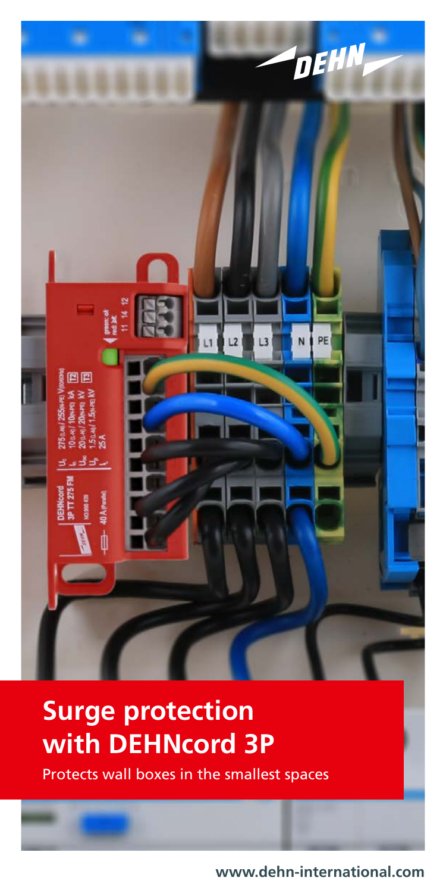# Surge protection with DEHNcord 3P

Protects wall boxes in the smallest spaces

www.dehn-international.com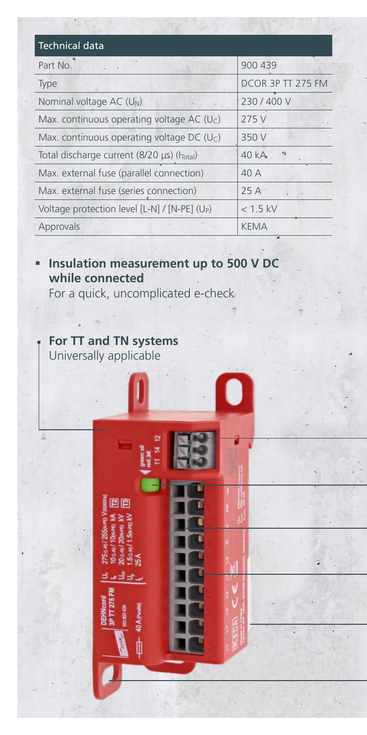| Technical data | |
| --- | --- |
| Part No. | 900 439 |
| Type | DCOR 3P TT 275 FM |
| Nominal voltage AC ($U_N$) | 230 / 400 V |
| Max. continuous operating voltage AC ($U_C$) | 275 V |
| Max. continuous operating voltage DC ($U_C$) | 350 V |
| Total discharge current (8/20 µs) ($I_{Total}$) | 40 kA |
| Max. external fuse (parallel connection) | 40 A |
| Max. external fuse (series connection) | 25 A |
| Voltage protection level [L-N] / [N-PE] ($U_P$) | < 1.5 kV |
| Approvals | KEMA |

- **Insulation measurement up to 500 V DC while connected**
  For a quick, uncomplicated e-check

- **For TT and TN systems**
  Universally applicable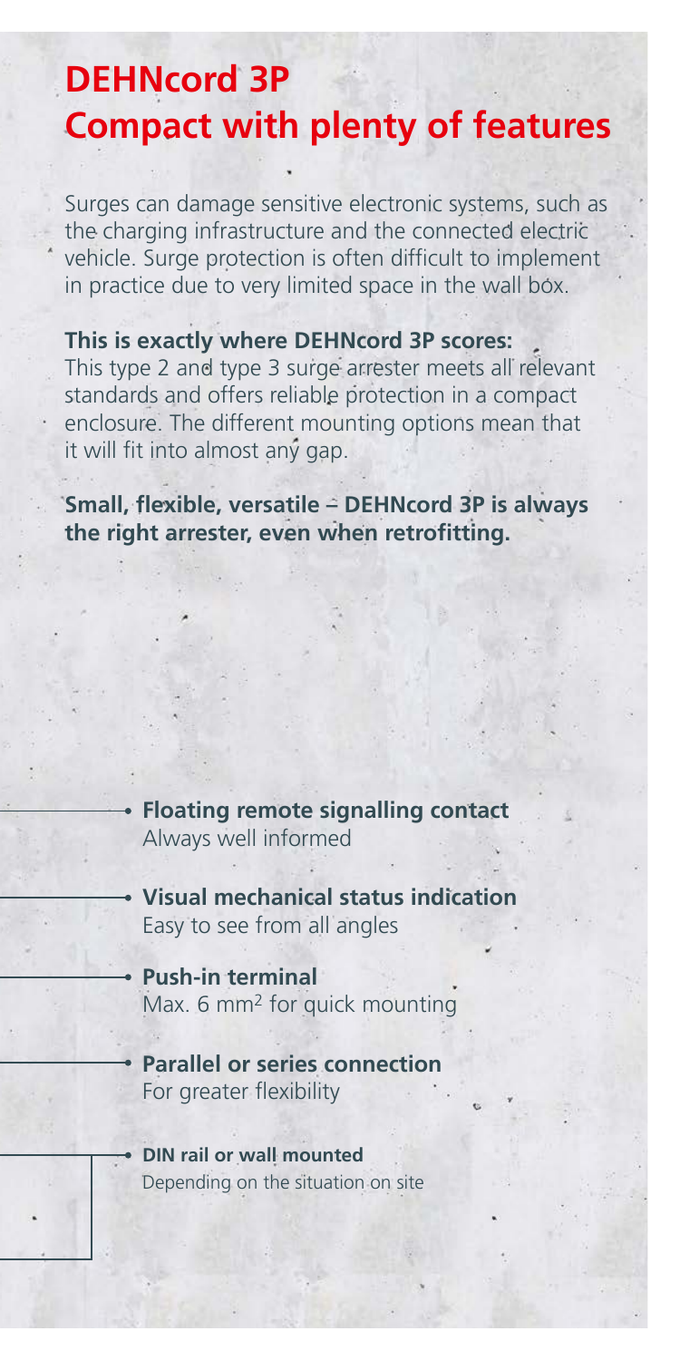# DEHNcord 3P
# Compact with plenty of features

Surges can damage sensitive electronic systems, such as the charging infrastructure and the connected electric vehicle. Surge protection is often difficult to implement in practice due to very limited space in the wall box.

**This is exactly where DEHNcord 3P scores:**
This type 2 and type 3 surge arrester meets all relevant standards and offers reliable protection in a compact enclosure. The different mounting options mean that it will fit into almost any gap.

**Small, flexible, versatile – DEHNcord 3P is always the right arrester, even when retrofitting.**

- **Floating remote signalling contact**
  Always well informed
- **Visual mechanical status indication**
  Easy to see from all angles
- **Push-in terminal**
  Max. 6 mm² for quick mounting
- **Parallel or series connection**
  For greater flexibility
- **DIN rail or wall mounted**
  Depending on the situation on site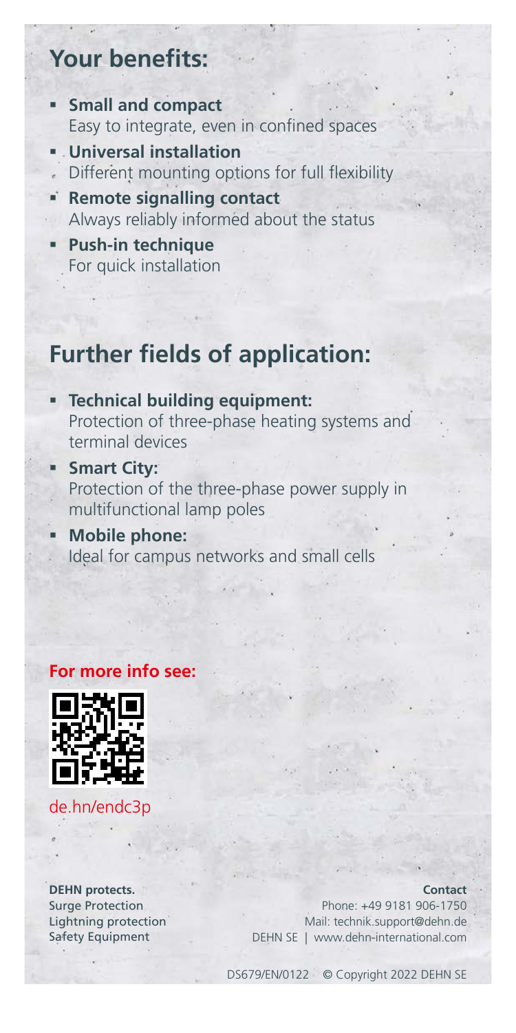## Your benefits:

- **Small and compact**
  Easy to integrate, even in confined spaces
- **Universal installation**
  Different mounting options for full flexibility
- **Remote signalling contact**
  Always reliably informed about the status
- **Push-in technique**
  For quick installation

## Further fields of application:

- **Technical building equipment:**
  Protection of three-phase heating systems and terminal devices
- **Smart City:**
  Protection of the three-phase power supply in multifunctional lamp poles
- **Mobile phone:**
  Ideal for campus networks and small cells

**For more info see:**

de.hn/endc3p

**DEHN protects.**
Surge Protection
Lightning protection
Safety Equipment

**Contact**
Phone: +49 9181 906-1750
Mail: technik.support@dehn.de
DEHN SE | www.dehn-international.com

DS679/EN/0122 © Copyright 2022 DEHN SE